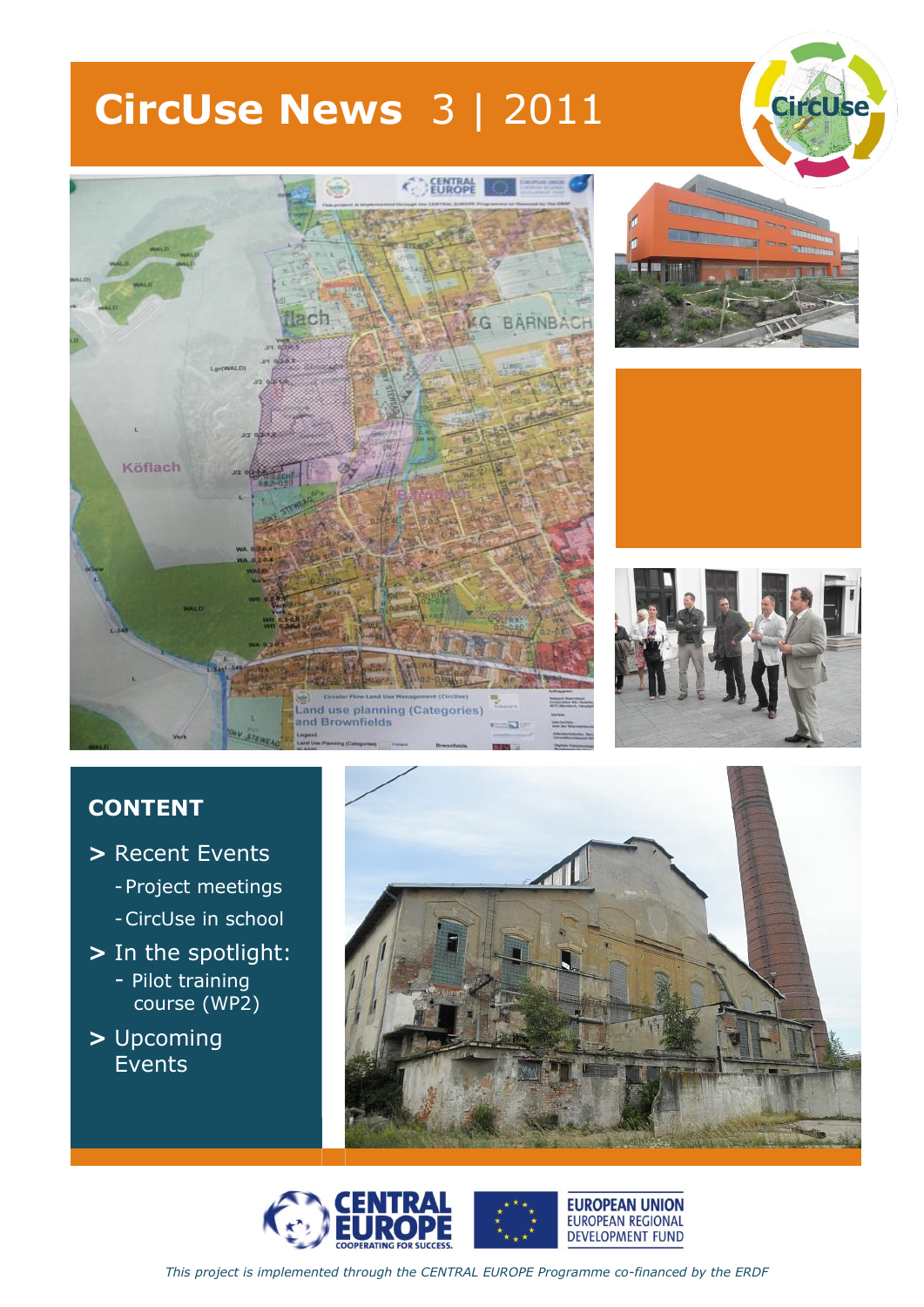# CircUse News 3 | 2011

## CONTENT

- **>** Recent Events
  - Project meetings
  - CircUse in school
- **>** In the spotlight:
  - Pilot training course (WP2)
- **>** Upcoming Events

*This project is implemented through the CENTRAL EUROPE Programme co-financed by the ERDF*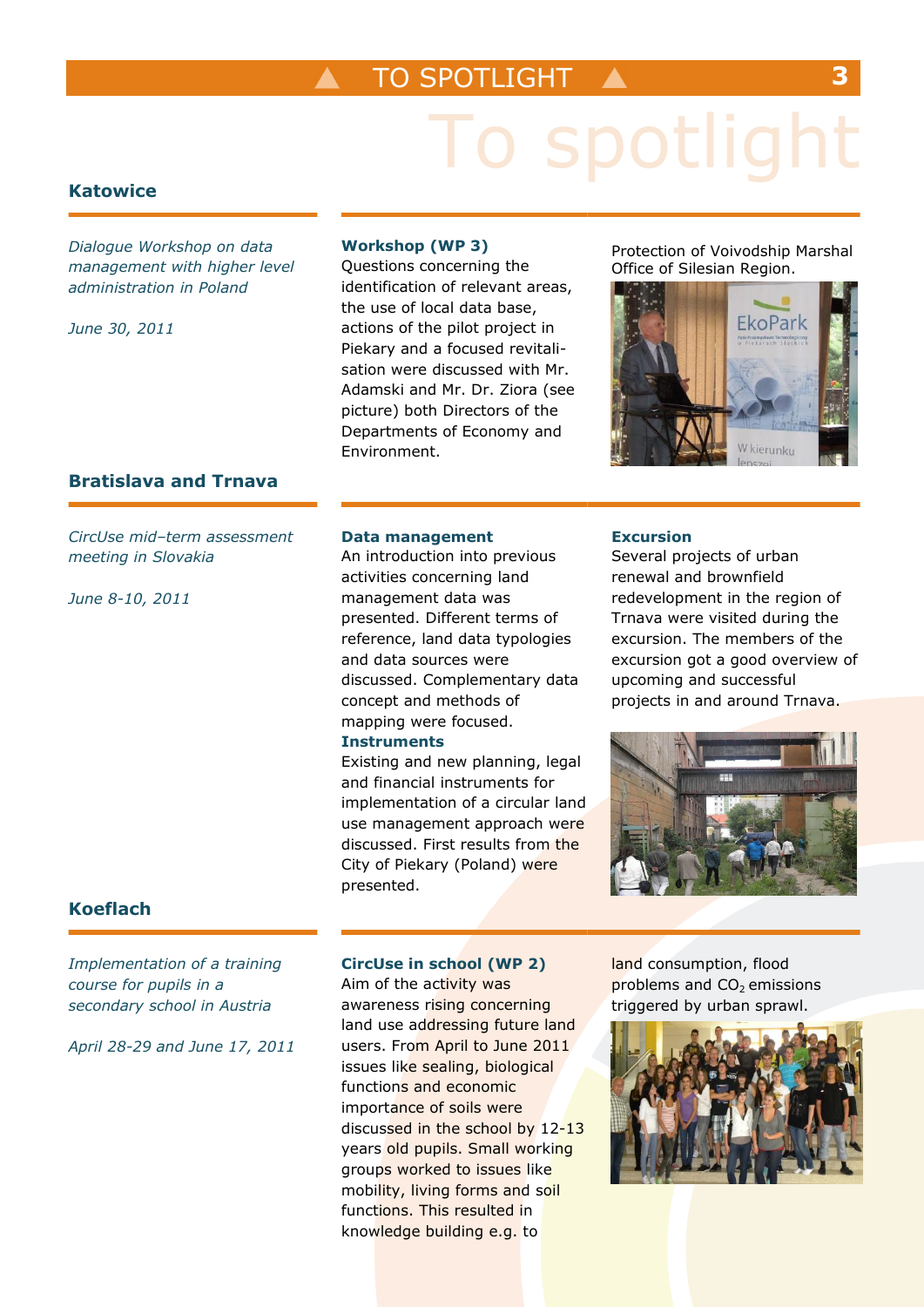# To spotlight

## Katowice

*Dialogue Workshop on data management with higher level administration in Poland*

*June 30, 2011*

**Workshop (WP 3)**
Questions concerning the identification of relevant areas, the use of local data base, actions of the pilot project in Piekary and a focused revitalisation were discussed with Mr. Adamski and Mr. Dr. Ziora (see picture) both Directors of the Departments of Economy and Environment.

Protection of Voivodship Marshal Office of Silesian Region.

## Bratislava and Trnava

*CircUse mid–term assessment meeting in Slovakia*

*June 8-10, 2011*

**Data management**
An introduction into previous activities concerning land management data was presented. Different terms of reference, land data typologies and data sources were discussed. Complementary data concept and methods of mapping were focused.

**Instruments**
Existing and new planning, legal and financial instruments for implementation of a circular land use management approach were discussed. First results from the City of Piekary (Poland) were presented.

**Excursion**
Several projects of urban renewal and brownfield redevelopment in the region of Trnava were visited during the excursion. The members of the excursion got a good overview of upcoming and successful projects in and around Trnava.

## Koeflach

*Implementation of a training course for pupils in a secondary school in Austria*

*April 28-29 and June 17, 2011*

**CircUse in school (WP 2)**
Aim of the activity was awareness rising concerning land use addressing future land users. From April to June 2011 issues like sealing, biological functions and economic importance of soils were discussed in the school by 12-13 years old pupils. Small working groups worked to issues like mobility, living forms and soil functions. This resulted in knowledge building e.g. to land consumption, flood problems and $CO_2$ emissions triggered by urban sprawl.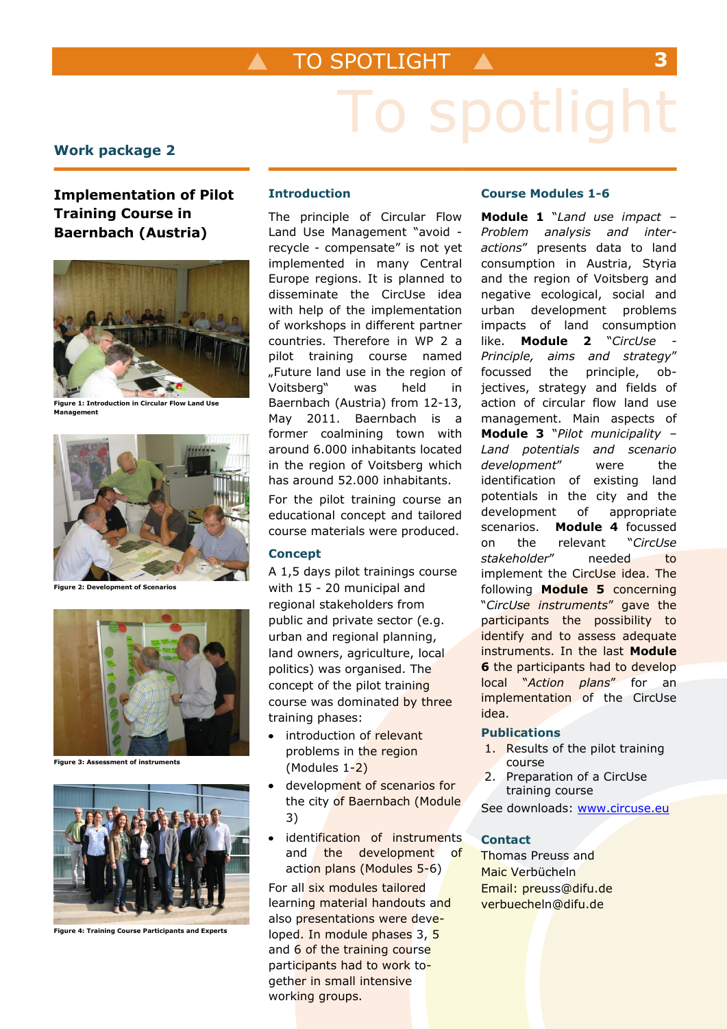## Work package 2

### Implementation of Pilot Training Course in Baernbach (Austria)

Figure 1: Introduction in Circular Flow Land Use Management

Figure 2: Development of Scenarios

Figure 3: Assessment of instruments

Figure 4: Training Course Participants and Experts

#### Introduction

The principle of Circular Flow Land Use Management "avoid - recycle - compensate" is not yet implemented in many Central Europe regions. It is planned to disseminate the CircUse idea with help of the implementation of workshops in different partner countries. Therefore in WP 2 a pilot training course named „Future land use in the region of Voitsberg" was held in Baernbach (Austria) from 12-13, May 2011. Baernbach is a former coalmining town with around 6.000 inhabitants located in the region of Voitsberg which has around 52.000 inhabitants.

For the pilot training course an educational concept and tailored course materials were produced.

#### Concept

A 1,5 days pilot trainings course with 15 - 20 municipal and regional stakeholders from public and private sector (e.g. urban and regional planning, land owners, agriculture, local politics) was organised. The concept of the pilot training course was dominated by three training phases:

- introduction of relevant problems in the region (Modules 1-2)
- development of scenarios for the city of Baernbach (Module 3)
- identification of instruments and the development of action plans (Modules 5-6)

For all six modules tailored learning material handouts and also presentations were developed. In module phases 3, 5 and 6 of the training course participants had to work together in small intensive working groups.

#### Course Modules 1-6

**Module 1** "*Land use impact – Problem analysis and interactions*" presents data to land consumption in Austria, Styria and the region of Voitsberg and negative ecological, social and urban development problems impacts of land consumption like. **Module 2** "*CircUse - Principle, aims and strategy*" focussed the principle, objectives, strategy and fields of action of circular flow land use management. Main aspects of **Module 3** "*Pilot municipality – Land potentials and scenario development*" were the identification of existing land potentials in the city and the development of appropriate scenarios. **Module 4** focussed on the relevant "*CircUse stakeholder*" needed to implement the CircUse idea. The following **Module 5** concerning "*CircUse instruments*" gave the participants the possibility to identify and to assess adequate instruments. In the last **Module 6** the participants had to develop local "*Action plans*" for an implementation of the CircUse idea.

#### Publications

1. Results of the pilot training course
2. Preparation of a CircUse training course

See downloads: www.circuse.eu

#### Contact

Thomas Preuss and
Maic Verbücheln
Email: preuss@difu.de
verbuecheln@difu.de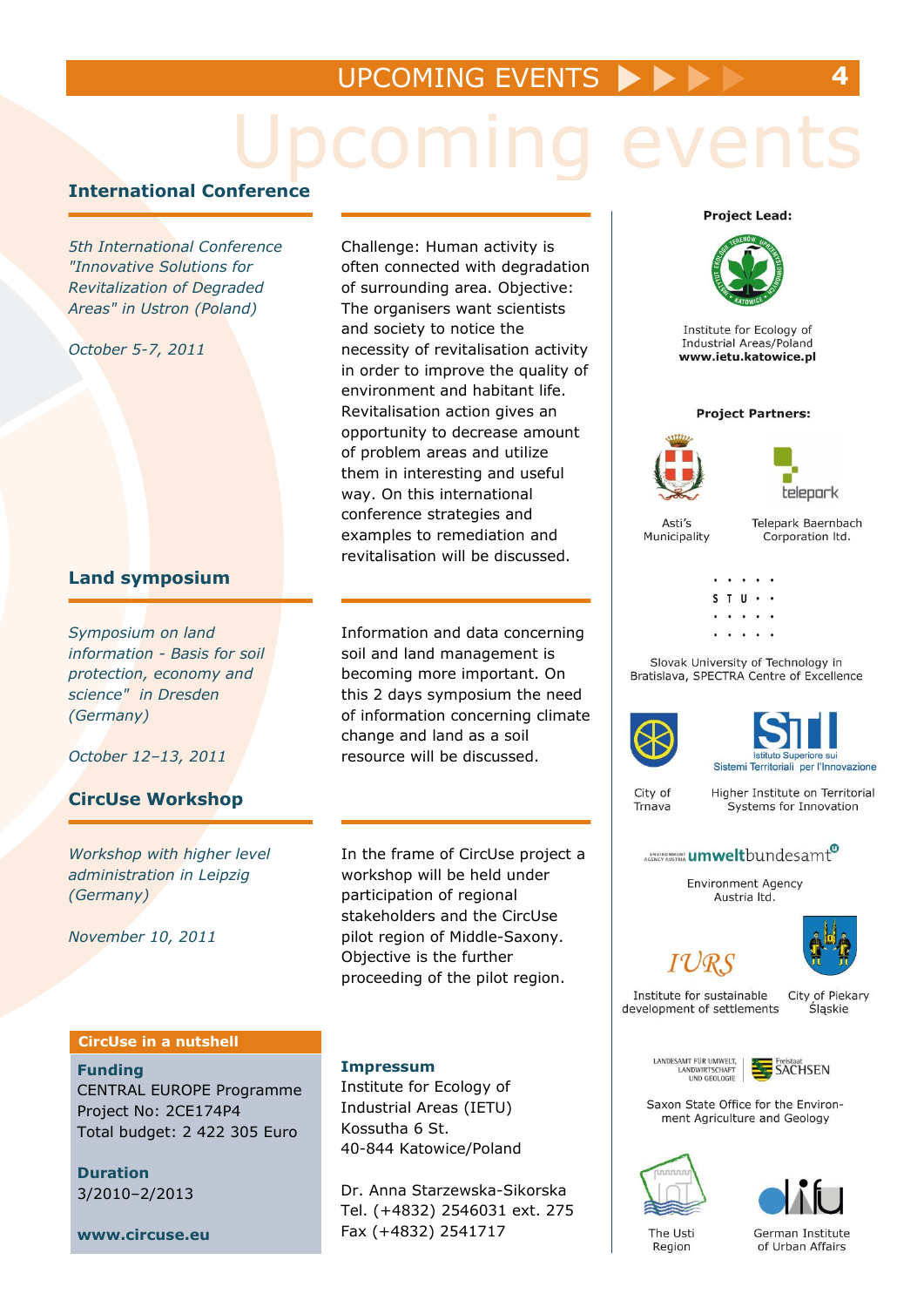# Upcoming events

## International Conference

*5th International Conference "Innovative Solutions for Revitalization of Degraded Areas" in Ustron (Poland)*

*October 5-7, 2011*

Challenge: Human activity is often connected with degradation of surrounding area. Objective: The organisers want scientists and society to notice the necessity of revitalization activity in order to improve the quality of environment and habitant life. Revitalisation action gives an opportunity to decrease amount of problem areas and utilize them in interesting and useful way. On this international conference strategies and examples to remediation and revitalisation will be discussed.

## Land symposium

*Symposium on land information - Basis for soil protection, economy and science" in Dresden (Germany)*

*October 12–13, 2011*

Information and data concerning soil and land management is becoming more important. On this 2 days symposium the need of information concerning climate change and land as a soil resource will be discussed.

## CircUse Workshop

*Workshop with higher level administration in Leipzig (Germany)*

*November 10, 2011*

In the frame of CircUse project a workshop will be held under participation of regional stakeholders and the CircUse pilot region of Middle-Saxony. Objective is the further proceeding of the pilot region.

### CircUse in a nutshell

**Funding**
CENTRAL EUROPE Programme
Project No: 2CE174P4
Total budget: 2 422 305 Euro

**Duration**
3/2010–2/2013

**www.circuse.eu**

### Impressum

Institute for Ecology of Industrial Areas (IETU)
Kossutha 6 St.
40-844 Katowice/Poland

Dr. Anna Starzewska-Sikorska
Tel. (+4832) 2546031 ext. 275
Fax (+4832) 2541717

**Project Lead:**

Institute for Ecology of Industrial Areas/Poland
**www.ietu.katowice.pl**

**Project Partners:**

Asti's Municipality

Telepark Baernbach Corporation ltd.

Slovak University of Technology in Bratislava, SPECTRA Centre of Excellence

City of Trnava

Higher Institute on Territorial Systems for Innovation

Environment Agency Austria ltd.

Institute for sustainable development of settlements

City of Piekary Śląskie

Saxon State Office for the Environment Agriculture and Geology

The Usti Region

German Institute of Urban Affairs